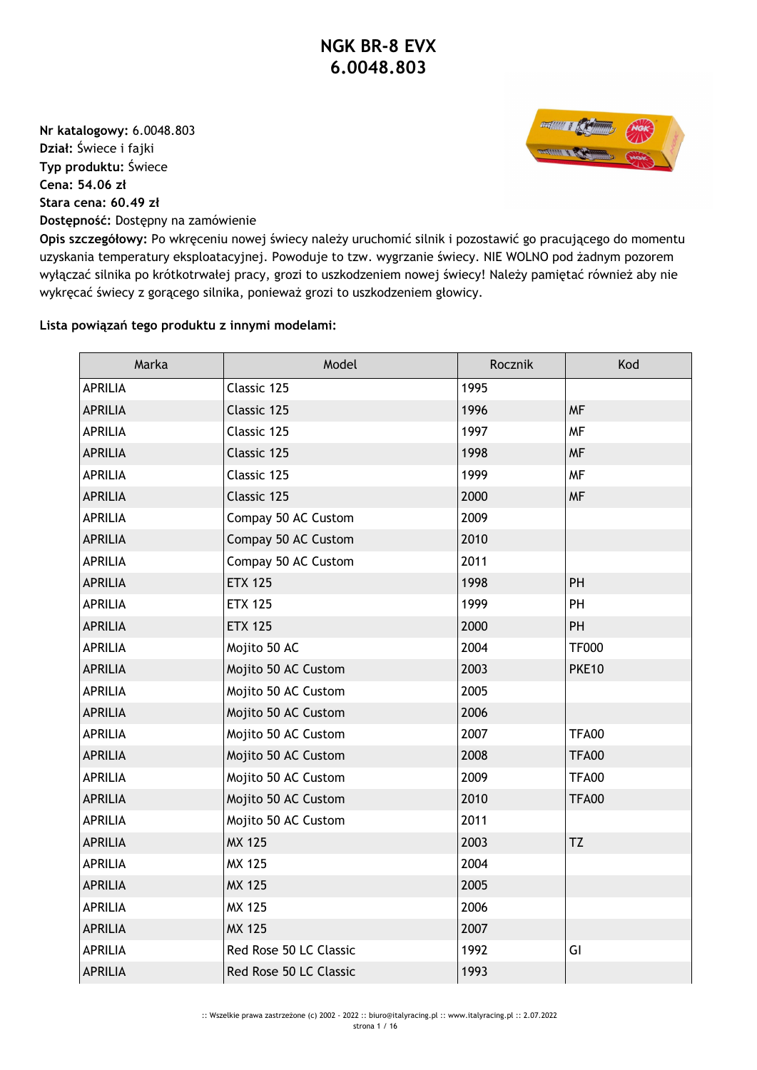# NGK BR-8 EVX
# 6.0048.803

**Nr katalogowy:** 6.0048.803
**Dział:** Świece i fajki
**Typ produktu:** Świece
**Cena: 54.06 zł**
**Stara cena: 60.49 zł**
**Dostępność:** Dostępny na zamówienie
**Opis szczegółowy:** Po wkręceniu nowej świecy należy uruchomić silnik i pozostawić go pracującego do momentu uzyskania temperatury eksploatacyjnej. Powoduje to tzw. wygrzanie świecy. NIE WOLNO pod żadnym pozorem wyłączać silnika po krótkotrwałej pracy, grozi to uszkodzeniem nowej świecy! Należy pamiętać również aby nie wykręcać świecy z gorącego silnika, ponieważ grozi to uszkodzeniem głowicy.

**Lista powiązań tego produktu z innymi modelami:**

| Marka | Model | Rocznik | Kod |
|---|---|---|---|
| APRILIA | Classic 125 | 1995 | |
| APRILIA | Classic 125 | 1996 | MF |
| APRILIA | Classic 125 | 1997 | MF |
| APRILIA | Classic 125 | 1998 | MF |
| APRILIA | Classic 125 | 1999 | MF |
| APRILIA | Classic 125 | 2000 | MF |
| APRILIA | Compay 50 AC Custom | 2009 | |
| APRILIA | Compay 50 AC Custom | 2010 | |
| APRILIA | Compay 50 AC Custom | 2011 | |
| APRILIA | ETX 125 | 1998 | PH |
| APRILIA | ETX 125 | 1999 | PH |
| APRILIA | ETX 125 | 2000 | PH |
| APRILIA | Mojito 50 AC | 2004 | TF000 |
| APRILIA | Mojito 50 AC Custom | 2003 | PKE10 |
| APRILIA | Mojito 50 AC Custom | 2005 | |
| APRILIA | Mojito 50 AC Custom | 2006 | |
| APRILIA | Mojito 50 AC Custom | 2007 | TFA00 |
| APRILIA | Mojito 50 AC Custom | 2008 | TFA00 |
| APRILIA | Mojito 50 AC Custom | 2009 | TFA00 |
| APRILIA | Mojito 50 AC Custom | 2010 | TFA00 |
| APRILIA | Mojito 50 AC Custom | 2011 | |
| APRILIA | MX 125 | 2003 | TZ |
| APRILIA | MX 125 | 2004 | |
| APRILIA | MX 125 | 2005 | |
| APRILIA | MX 125 | 2006 | |
| APRILIA | MX 125 | 2007 | |
| APRILIA | Red Rose 50 LC Classic | 1992 | GI |
| APRILIA | Red Rose 50 LC Classic | 1993 | |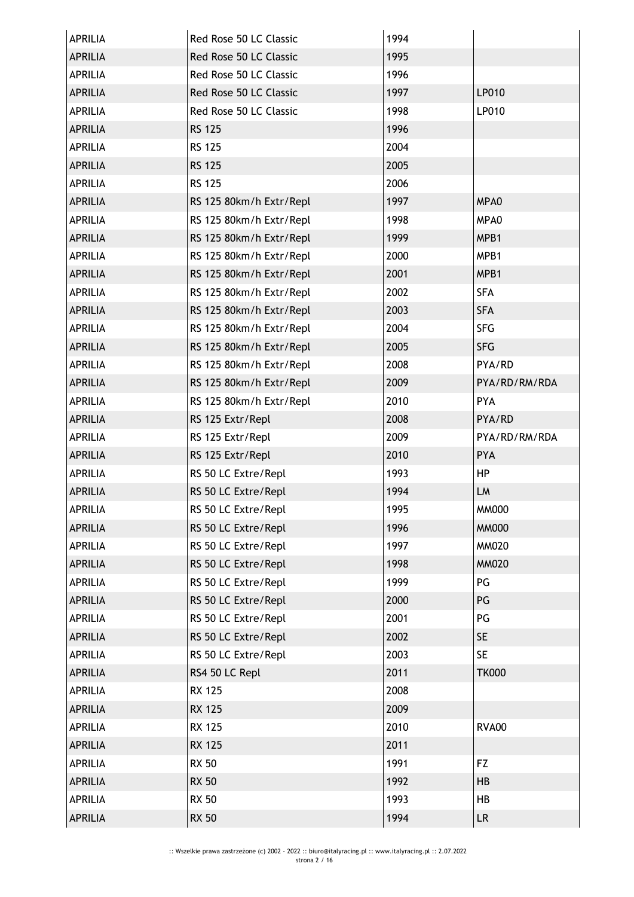| | | | |
|---|---|---|---|
| APRILIA | Red Rose 50 LC Classic | 1994 | |
| APRILIA | Red Rose 50 LC Classic | 1995 | |
| APRILIA | Red Rose 50 LC Classic | 1996 | |
| APRILIA | Red Rose 50 LC Classic | 1997 | LP010 |
| APRILIA | Red Rose 50 LC Classic | 1998 | LP010 |
| APRILIA | RS 125 | 1996 | |
| APRILIA | RS 125 | 2004 | |
| APRILIA | RS 125 | 2005 | |
| APRILIA | RS 125 | 2006 | |
| APRILIA | RS 125 80km/h Extr/Repl | 1997 | MPA0 |
| APRILIA | RS 125 80km/h Extr/Repl | 1998 | MPA0 |
| APRILIA | RS 125 80km/h Extr/Repl | 1999 | MPB1 |
| APRILIA | RS 125 80km/h Extr/Repl | 2000 | MPB1 |
| APRILIA | RS 125 80km/h Extr/Repl | 2001 | MPB1 |
| APRILIA | RS 125 80km/h Extr/Repl | 2002 | SFA |
| APRILIA | RS 125 80km/h Extr/Repl | 2003 | SFA |
| APRILIA | RS 125 80km/h Extr/Repl | 2004 | SFG |
| APRILIA | RS 125 80km/h Extr/Repl | 2005 | SFG |
| APRILIA | RS 125 80km/h Extr/Repl | 2008 | PYA/RD |
| APRILIA | RS 125 80km/h Extr/Repl | 2009 | PYA/RD/RM/RDA |
| APRILIA | RS 125 80km/h Extr/Repl | 2010 | PYA |
| APRILIA | RS 125 Extr/Repl | 2008 | PYA/RD |
| APRILIA | RS 125 Extr/Repl | 2009 | PYA/RD/RM/RDA |
| APRILIA | RS 125 Extr/Repl | 2010 | PYA |
| APRILIA | RS 50 LC Extre/Repl | 1993 | HP |
| APRILIA | RS 50 LC Extre/Repl | 1994 | LM |
| APRILIA | RS 50 LC Extre/Repl | 1995 | MM000 |
| APRILIA | RS 50 LC Extre/Repl | 1996 | MM000 |
| APRILIA | RS 50 LC Extre/Repl | 1997 | MM020 |
| APRILIA | RS 50 LC Extre/Repl | 1998 | MM020 |
| APRILIA | RS 50 LC Extre/Repl | 1999 | PG |
| APRILIA | RS 50 LC Extre/Repl | 2000 | PG |
| APRILIA | RS 50 LC Extre/Repl | 2001 | PG |
| APRILIA | RS 50 LC Extre/Repl | 2002 | SE |
| APRILIA | RS 50 LC Extre/Repl | 2003 | SE |
| APRILIA | RS4 50 LC Repl | 2011 | TK000 |
| APRILIA | RX 125 | 2008 | |
| APRILIA | RX 125 | 2009 | |
| APRILIA | RX 125 | 2010 | RVA00 |
| APRILIA | RX 125 | 2011 | |
| APRILIA | RX 50 | 1991 | FZ |
| APRILIA | RX 50 | 1992 | HB |
| APRILIA | RX 50 | 1993 | HB |
| APRILIA | RX 50 | 1994 | LR |

:: Wszelkie prawa zastrzeżone (c) 2002 - 2022 :: biuro@italyracing.pl :: www.italyracing.pl :: 2.07.2022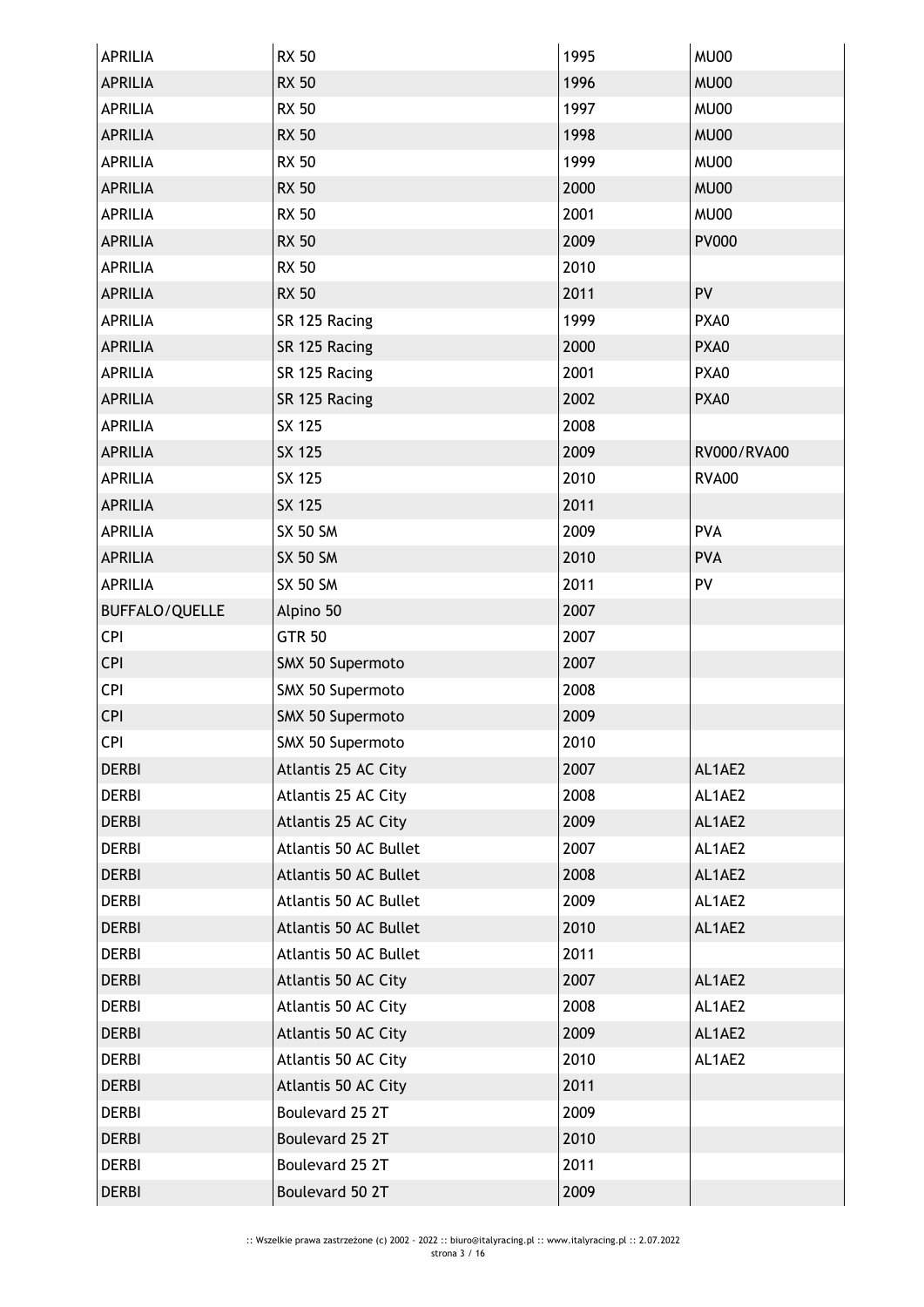| APRILIA | RX 50 | 1995 | MU00 |
|---|---|---|---|
| APRILIA | RX 50 | 1996 | MU00 |
| APRILIA | RX 50 | 1997 | MU00 |
| APRILIA | RX 50 | 1998 | MU00 |
| APRILIA | RX 50 | 1999 | MU00 |
| APRILIA | RX 50 | 2000 | MU00 |
| APRILIA | RX 50 | 2001 | MU00 |
| APRILIA | RX 50 | 2009 | PV000 |
| APRILIA | RX 50 | 2010 | |
| APRILIA | RX 50 | 2011 | PV |
| APRILIA | SR 125 Racing | 1999 | PXA0 |
| APRILIA | SR 125 Racing | 2000 | PXA0 |
| APRILIA | SR 125 Racing | 2001 | PXA0 |
| APRILIA | SR 125 Racing | 2002 | PXA0 |
| APRILIA | SX 125 | 2008 | |
| APRILIA | SX 125 | 2009 | RV000/RVA00 |
| APRILIA | SX 125 | 2010 | RVA00 |
| APRILIA | SX 125 | 2011 | |
| APRILIA | SX 50 SM | 2009 | PVA |
| APRILIA | SX 50 SM | 2010 | PVA |
| APRILIA | SX 50 SM | 2011 | PV |
| BUFFALO/QUELLE | Alpino 50 | 2007 | |
| CPI | GTR 50 | 2007 | |
| CPI | SMX 50 Supermoto | 2007 | |
| CPI | SMX 50 Supermoto | 2008 | |
| CPI | SMX 50 Supermoto | 2009 | |
| CPI | SMX 50 Supermoto | 2010 | |
| DERBI | Atlantis 25 AC City | 2007 | AL1AE2 |
| DERBI | Atlantis 25 AC City | 2008 | AL1AE2 |
| DERBI | Atlantis 25 AC City | 2009 | AL1AE2 |
| DERBI | Atlantis 50 AC Bullet | 2007 | AL1AE2 |
| DERBI | Atlantis 50 AC Bullet | 2008 | AL1AE2 |
| DERBI | Atlantis 50 AC Bullet | 2009 | AL1AE2 |
| DERBI | Atlantis 50 AC Bullet | 2010 | AL1AE2 |
| DERBI | Atlantis 50 AC Bullet | 2011 | |
| DERBI | Atlantis 50 AC City | 2007 | AL1AE2 |
| DERBI | Atlantis 50 AC City | 2008 | AL1AE2 |
| DERBI | Atlantis 50 AC City | 2009 | AL1AE2 |
| DERBI | Atlantis 50 AC City | 2010 | AL1AE2 |
| DERBI | Atlantis 50 AC City | 2011 | |
| DERBI | Boulevard 25 2T | 2009 | |
| DERBI | Boulevard 25 2T | 2010 | |
| DERBI | Boulevard 25 2T | 2011 | |
| DERBI | Boulevard 50 2T | 2009 | |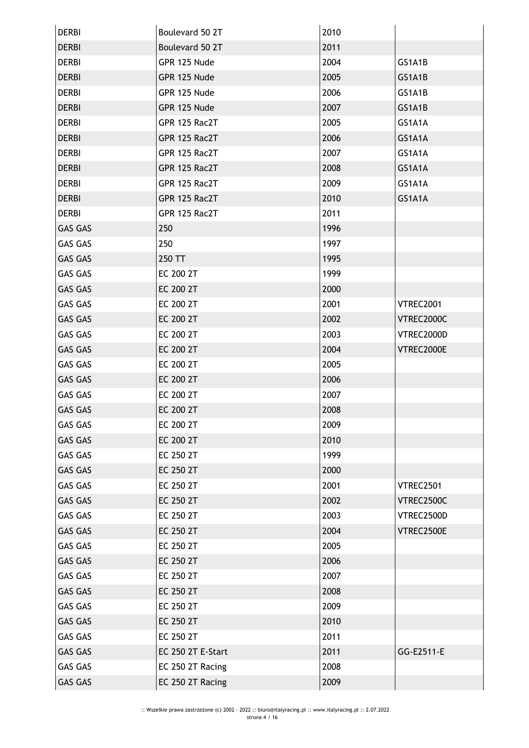| DERBI | Boulevard 50 2T | 2010 | |
|---|---|---|---|
| DERBI | Boulevard 50 2T | 2011 | |
| DERBI | GPR 125 Nude | 2004 | GS1A1B |
| DERBI | GPR 125 Nude | 2005 | GS1A1B |
| DERBI | GPR 125 Nude | 2006 | GS1A1B |
| DERBI | GPR 125 Nude | 2007 | GS1A1B |
| DERBI | GPR 125 Rac2T | 2005 | GS1A1A |
| DERBI | GPR 125 Rac2T | 2006 | GS1A1A |
| DERBI | GPR 125 Rac2T | 2007 | GS1A1A |
| DERBI | GPR 125 Rac2T | 2008 | GS1A1A |
| DERBI | GPR 125 Rac2T | 2009 | GS1A1A |
| DERBI | GPR 125 Rac2T | 2010 | GS1A1A |
| DERBI | GPR 125 Rac2T | 2011 | |
| GAS GAS | 250 | 1996 | |
| GAS GAS | 250 | 1997 | |
| GAS GAS | 250 TT | 1995 | |
| GAS GAS | EC 200 2T | 1999 | |
| GAS GAS | EC 200 2T | 2000 | |
| GAS GAS | EC 200 2T | 2001 | VTREC2001 |
| GAS GAS | EC 200 2T | 2002 | VTREC2000C |
| GAS GAS | EC 200 2T | 2003 | VTREC2000D |
| GAS GAS | EC 200 2T | 2004 | VTREC2000E |
| GAS GAS | EC 200 2T | 2005 | |
| GAS GAS | EC 200 2T | 2006 | |
| GAS GAS | EC 200 2T | 2007 | |
| GAS GAS | EC 200 2T | 2008 | |
| GAS GAS | EC 200 2T | 2009 | |
| GAS GAS | EC 200 2T | 2010 | |
| GAS GAS | EC 250 2T | 1999 | |
| GAS GAS | EC 250 2T | 2000 | |
| GAS GAS | EC 250 2T | 2001 | VTREC2501 |
| GAS GAS | EC 250 2T | 2002 | VTREC2500C |
| GAS GAS | EC 250 2T | 2003 | VTREC2500D |
| GAS GAS | EC 250 2T | 2004 | VTREC2500E |
| GAS GAS | EC 250 2T | 2005 | |
| GAS GAS | EC 250 2T | 2006 | |
| GAS GAS | EC 250 2T | 2007 | |
| GAS GAS | EC 250 2T | 2008 | |
| GAS GAS | EC 250 2T | 2009 | |
| GAS GAS | EC 250 2T | 2010 | |
| GAS GAS | EC 250 2T | 2011 | |
| GAS GAS | EC 250 2T E-Start | 2011 | GG-E2511-E |
| GAS GAS | EC 250 2T Racing | 2008 | |
| GAS GAS | EC 250 2T Racing | 2009 | |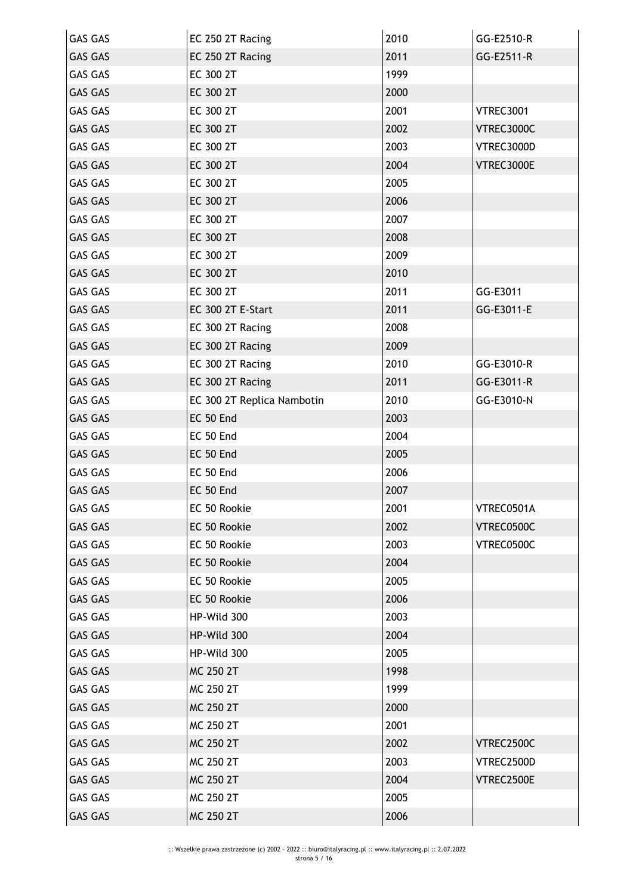| GAS GAS | EC 250 2T Racing | 2010 | GG-E2510-R |
|---|---|---|---|
| GAS GAS | EC 250 2T Racing | 2011 | GG-E2511-R |
| GAS GAS | EC 300 2T | 1999 | |
| GAS GAS | EC 300 2T | 2000 | |
| GAS GAS | EC 300 2T | 2001 | VTREC3001 |
| GAS GAS | EC 300 2T | 2002 | VTREC3000C |
| GAS GAS | EC 300 2T | 2003 | VTREC3000D |
| GAS GAS | EC 300 2T | 2004 | VTREC3000E |
| GAS GAS | EC 300 2T | 2005 | |
| GAS GAS | EC 300 2T | 2006 | |
| GAS GAS | EC 300 2T | 2007 | |
| GAS GAS | EC 300 2T | 2008 | |
| GAS GAS | EC 300 2T | 2009 | |
| GAS GAS | EC 300 2T | 2010 | |
| GAS GAS | EC 300 2T | 2011 | GG-E3011 |
| GAS GAS | EC 300 2T E-Start | 2011 | GG-E3011-E |
| GAS GAS | EC 300 2T Racing | 2008 | |
| GAS GAS | EC 300 2T Racing | 2009 | |
| GAS GAS | EC 300 2T Racing | 2010 | GG-E3010-R |
| GAS GAS | EC 300 2T Racing | 2011 | GG-E3011-R |
| GAS GAS | EC 300 2T Replica Nambotin | 2010 | GG-E3010-N |
| GAS GAS | EC 50 End | 2003 | |
| GAS GAS | EC 50 End | 2004 | |
| GAS GAS | EC 50 End | 2005 | |
| GAS GAS | EC 50 End | 2006 | |
| GAS GAS | EC 50 End | 2007 | |
| GAS GAS | EC 50 Rookie | 2001 | VTREC0501A |
| GAS GAS | EC 50 Rookie | 2002 | VTREC0500C |
| GAS GAS | EC 50 Rookie | 2003 | VTREC0500C |
| GAS GAS | EC 50 Rookie | 2004 | |
| GAS GAS | EC 50 Rookie | 2005 | |
| GAS GAS | EC 50 Rookie | 2006 | |
| GAS GAS | HP-Wild 300 | 2003 | |
| GAS GAS | HP-Wild 300 | 2004 | |
| GAS GAS | HP-Wild 300 | 2005 | |
| GAS GAS | MC 250 2T | 1998 | |
| GAS GAS | MC 250 2T | 1999 | |
| GAS GAS | MC 250 2T | 2000 | |
| GAS GAS | MC 250 2T | 2001 | |
| GAS GAS | MC 250 2T | 2002 | VTREC2500C |
| GAS GAS | MC 250 2T | 2003 | VTREC2500D |
| GAS GAS | MC 250 2T | 2004 | VTREC2500E |
| GAS GAS | MC 250 2T | 2005 | |
| GAS GAS | MC 250 2T | 2006 | |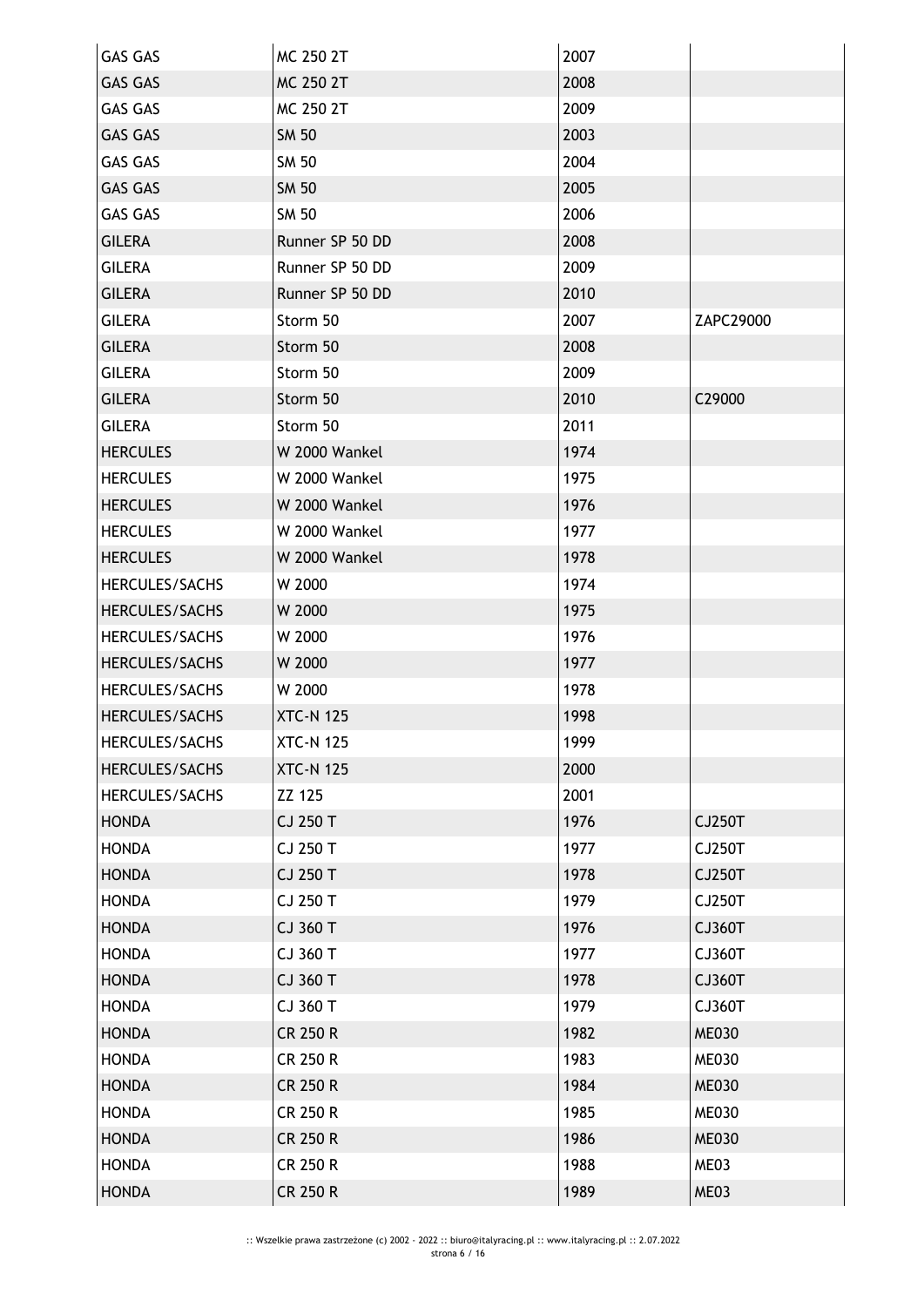| GAS GAS | MC 250 2T | 2007 | |
|---|---|---|---|
| GAS GAS | MC 250 2T | 2008 | |
| GAS GAS | MC 250 2T | 2009 | |
| GAS GAS | SM 50 | 2003 | |
| GAS GAS | SM 50 | 2004 | |
| GAS GAS | SM 50 | 2005 | |
| GAS GAS | SM 50 | 2006 | |
| GILERA | Runner SP 50 DD | 2008 | |
| GILERA | Runner SP 50 DD | 2009 | |
| GILERA | Runner SP 50 DD | 2010 | |
| GILERA | Storm 50 | 2007 | ZAPC29000 |
| GILERA | Storm 50 | 2008 | |
| GILERA | Storm 50 | 2009 | |
| GILERA | Storm 50 | 2010 | C29000 |
| GILERA | Storm 50 | 2011 | |
| HERCULES | W 2000 Wankel | 1974 | |
| HERCULES | W 2000 Wankel | 1975 | |
| HERCULES | W 2000 Wankel | 1976 | |
| HERCULES | W 2000 Wankel | 1977 | |
| HERCULES | W 2000 Wankel | 1978 | |
| HERCULES/SACHS | W 2000 | 1974 | |
| HERCULES/SACHS | W 2000 | 1975 | |
| HERCULES/SACHS | W 2000 | 1976 | |
| HERCULES/SACHS | W 2000 | 1977 | |
| HERCULES/SACHS | W 2000 | 1978 | |
| HERCULES/SACHS | XTC-N 125 | 1998 | |
| HERCULES/SACHS | XTC-N 125 | 1999 | |
| HERCULES/SACHS | XTC-N 125 | 2000 | |
| HERCULES/SACHS | ZZ 125 | 2001 | |
| HONDA | CJ 250 T | 1976 | CJ250T |
| HONDA | CJ 250 T | 1977 | CJ250T |
| HONDA | CJ 250 T | 1978 | CJ250T |
| HONDA | CJ 250 T | 1979 | CJ250T |
| HONDA | CJ 360 T | 1976 | CJ360T |
| HONDA | CJ 360 T | 1977 | CJ360T |
| HONDA | CJ 360 T | 1978 | CJ360T |
| HONDA | CJ 360 T | 1979 | CJ360T |
| HONDA | CR 250 R | 1982 | ME030 |
| HONDA | CR 250 R | 1983 | ME030 |
| HONDA | CR 250 R | 1984 | ME030 |
| HONDA | CR 250 R | 1985 | ME030 |
| HONDA | CR 250 R | 1986 | ME030 |
| HONDA | CR 250 R | 1988 | ME03 |
| HONDA | CR 250 R | 1989 | ME03 |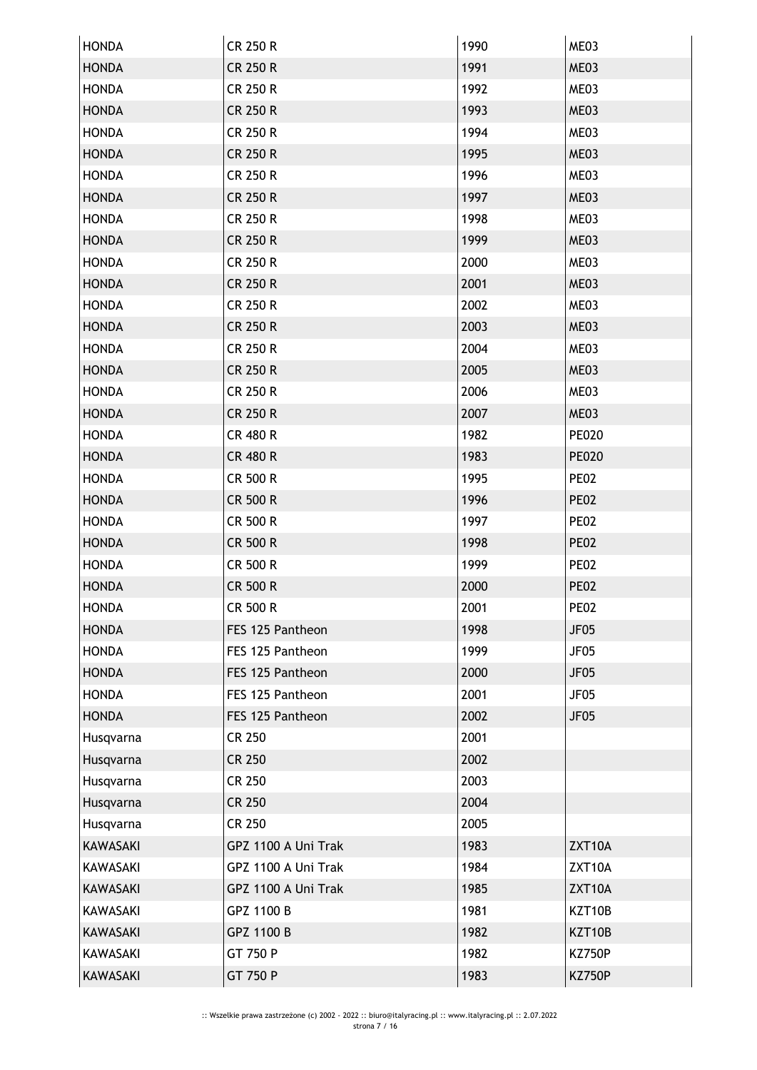| HONDA | CR 250 R | 1990 | ME03 |
|---|---|---|---|
| HONDA | CR 250 R | 1991 | ME03 |
| HONDA | CR 250 R | 1992 | ME03 |
| HONDA | CR 250 R | 1993 | ME03 |
| HONDA | CR 250 R | 1994 | ME03 |
| HONDA | CR 250 R | 1995 | ME03 |
| HONDA | CR 250 R | 1996 | ME03 |
| HONDA | CR 250 R | 1997 | ME03 |
| HONDA | CR 250 R | 1998 | ME03 |
| HONDA | CR 250 R | 1999 | ME03 |
| HONDA | CR 250 R | 2000 | ME03 |
| HONDA | CR 250 R | 2001 | ME03 |
| HONDA | CR 250 R | 2002 | ME03 |
| HONDA | CR 250 R | 2003 | ME03 |
| HONDA | CR 250 R | 2004 | ME03 |
| HONDA | CR 250 R | 2005 | ME03 |
| HONDA | CR 250 R | 2006 | ME03 |
| HONDA | CR 250 R | 2007 | ME03 |
| HONDA | CR 480 R | 1982 | PE020 |
| HONDA | CR 480 R | 1983 | PE020 |
| HONDA | CR 500 R | 1995 | PE02 |
| HONDA | CR 500 R | 1996 | PE02 |
| HONDA | CR 500 R | 1997 | PE02 |
| HONDA | CR 500 R | 1998 | PE02 |
| HONDA | CR 500 R | 1999 | PE02 |
| HONDA | CR 500 R | 2000 | PE02 |
| HONDA | CR 500 R | 2001 | PE02 |
| HONDA | FES 125 Pantheon | 1998 | JF05 |
| HONDA | FES 125 Pantheon | 1999 | JF05 |
| HONDA | FES 125 Pantheon | 2000 | JF05 |
| HONDA | FES 125 Pantheon | 2001 | JF05 |
| HONDA | FES 125 Pantheon | 2002 | JF05 |
| Husqvarna | CR 250 | 2001 | |
| Husqvarna | CR 250 | 2002 | |
| Husqvarna | CR 250 | 2003 | |
| Husqvarna | CR 250 | 2004 | |
| Husqvarna | CR 250 | 2005 | |
| KAWASAKI | GPZ 1100 A Uni Trak | 1983 | ZXT10A |
| KAWASAKI | GPZ 1100 A Uni Trak | 1984 | ZXT10A |
| KAWASAKI | GPZ 1100 A Uni Trak | 1985 | ZXT10A |
| KAWASAKI | GPZ 1100 B | 1981 | KZT10B |
| KAWASAKI | GPZ 1100 B | 1982 | KZT10B |
| KAWASAKI | GT 750 P | 1982 | KZ750P |
| KAWASAKI | GT 750 P | 1983 | KZ750P |

:: Wszelkie prawa zastrzeżone (c) 2002 - 2022 :: biuro@italyracing.pl :: www.italyracing.pl :: 2.07.2022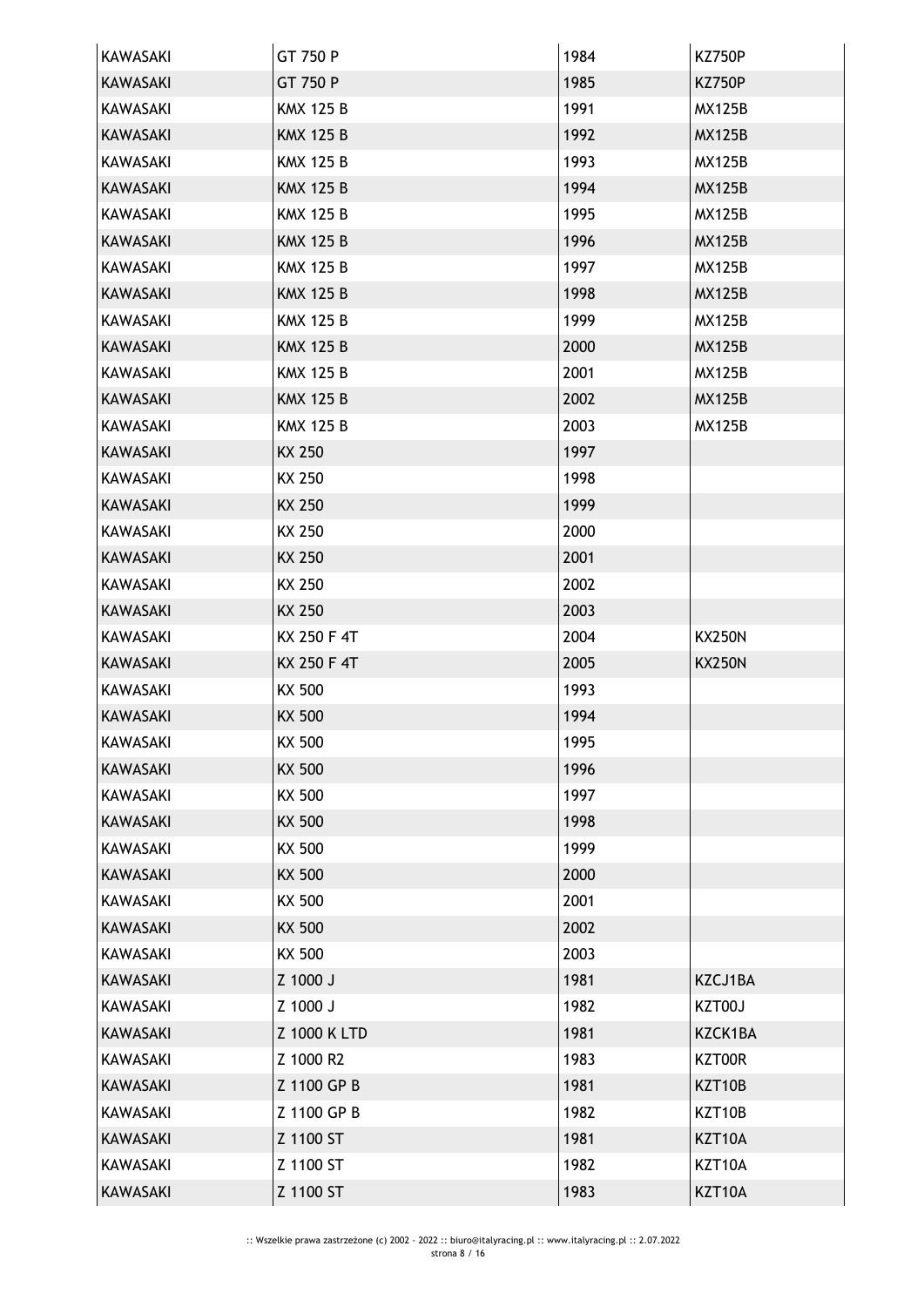| KAWASAKI | GT 750 P | 1984 | KZ750P |
|---|---|---|---|
| KAWASAKI | GT 750 P | 1985 | KZ750P |
| KAWASAKI | KMX 125 B | 1991 | MX125B |
| KAWASAKI | KMX 125 B | 1992 | MX125B |
| KAWASAKI | KMX 125 B | 1993 | MX125B |
| KAWASAKI | KMX 125 B | 1994 | MX125B |
| KAWASAKI | KMX 125 B | 1995 | MX125B |
| KAWASAKI | KMX 125 B | 1996 | MX125B |
| KAWASAKI | KMX 125 B | 1997 | MX125B |
| KAWASAKI | KMX 125 B | 1998 | MX125B |
| KAWASAKI | KMX 125 B | 1999 | MX125B |
| KAWASAKI | KMX 125 B | 2000 | MX125B |
| KAWASAKI | KMX 125 B | 2001 | MX125B |
| KAWASAKI | KMX 125 B | 2002 | MX125B |
| KAWASAKI | KMX 125 B | 2003 | MX125B |
| KAWASAKI | KX 250 | 1997 | |
| KAWASAKI | KX 250 | 1998 | |
| KAWASAKI | KX 250 | 1999 | |
| KAWASAKI | KX 250 | 2000 | |
| KAWASAKI | KX 250 | 2001 | |
| KAWASAKI | KX 250 | 2002 | |
| KAWASAKI | KX 250 | 2003 | |
| KAWASAKI | KX 250 F 4T | 2004 | KX250N |
| KAWASAKI | KX 250 F 4T | 2005 | KX250N |
| KAWASAKI | KX 500 | 1993 | |
| KAWASAKI | KX 500 | 1994 | |
| KAWASAKI | KX 500 | 1995 | |
| KAWASAKI | KX 500 | 1996 | |
| KAWASAKI | KX 500 | 1997 | |
| KAWASAKI | KX 500 | 1998 | |
| KAWASAKI | KX 500 | 1999 | |
| KAWASAKI | KX 500 | 2000 | |
| KAWASAKI | KX 500 | 2001 | |
| KAWASAKI | KX 500 | 2002 | |
| KAWASAKI | KX 500 | 2003 | |
| KAWASAKI | Z 1000 J | 1981 | KZCJ1BA |
| KAWASAKI | Z 1000 J | 1982 | KZT00J |
| KAWASAKI | Z 1000 K LTD | 1981 | KZCK1BA |
| KAWASAKI | Z 1000 R2 | 1983 | KZT00R |
| KAWASAKI | Z 1100 GP B | 1981 | KZT10B |
| KAWASAKI | Z 1100 GP B | 1982 | KZT10B |
| KAWASAKI | Z 1100 ST | 1981 | KZT10A |
| KAWASAKI | Z 1100 ST | 1982 | KZT10A |
| KAWASAKI | Z 1100 ST | 1983 | KZT10A |

:: Wszelkie prawa zastrzeżone (c) 2002 - 2022 :: biuro@italyracing.pl :: www.italyracing.pl :: 2.07.2022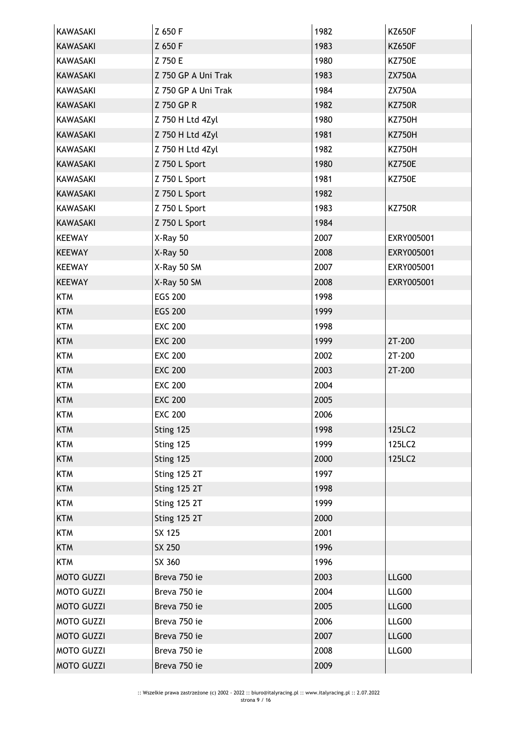| KAWASAKI | Z 650 F | 1982 | KZ650F |
|---|---|---|---|
| KAWASAKI | Z 650 F | 1983 | KZ650F |
| KAWASAKI | Z 750 E | 1980 | KZ750E |
| KAWASAKI | Z 750 GP A Uni Trak | 1983 | ZX750A |
| KAWASAKI | Z 750 GP A Uni Trak | 1984 | ZX750A |
| KAWASAKI | Z 750 GP R | 1982 | KZ750R |
| KAWASAKI | Z 750 H Ltd 4Zyl | 1980 | KZ750H |
| KAWASAKI | Z 750 H Ltd 4Zyl | 1981 | KZ750H |
| KAWASAKI | Z 750 H Ltd 4Zyl | 1982 | KZ750H |
| KAWASAKI | Z 750 L Sport | 1980 | KZ750E |
| KAWASAKI | Z 750 L Sport | 1981 | KZ750E |
| KAWASAKI | Z 750 L Sport | 1982 | |
| KAWASAKI | Z 750 L Sport | 1983 | KZ750R |
| KAWASAKI | Z 750 L Sport | 1984 | |
| KEEWAY | X-Ray 50 | 2007 | EXRY005001 |
| KEEWAY | X-Ray 50 | 2008 | EXRY005001 |
| KEEWAY | X-Ray 50 SM | 2007 | EXRY005001 |
| KEEWAY | X-Ray 50 SM | 2008 | EXRY005001 |
| KTM | EGS 200 | 1998 | |
| KTM | EGS 200 | 1999 | |
| KTM | EXC 200 | 1998 | |
| KTM | EXC 200 | 1999 | 2T-200 |
| KTM | EXC 200 | 2002 | 2T-200 |
| KTM | EXC 200 | 2003 | 2T-200 |
| KTM | EXC 200 | 2004 | |
| KTM | EXC 200 | 2005 | |
| KTM | EXC 200 | 2006 | |
| KTM | Sting 125 | 1998 | 125LC2 |
| KTM | Sting 125 | 1999 | 125LC2 |
| KTM | Sting 125 | 2000 | 125LC2 |
| KTM | Sting 125 2T | 1997 | |
| KTM | Sting 125 2T | 1998 | |
| KTM | Sting 125 2T | 1999 | |
| KTM | Sting 125 2T | 2000 | |
| KTM | SX 125 | 2001 | |
| KTM | SX 250 | 1996 | |
| KTM | SX 360 | 1996 | |
| MOTO GUZZI | Breva 750 ie | 2003 | LLG00 |
| MOTO GUZZI | Breva 750 ie | 2004 | LLG00 |
| MOTO GUZZI | Breva 750 ie | 2005 | LLG00 |
| MOTO GUZZI | Breva 750 ie | 2006 | LLG00 |
| MOTO GUZZI | Breva 750 ie | 2007 | LLG00 |
| MOTO GUZZI | Breva 750 ie | 2008 | LLG00 |
| MOTO GUZZI | Breva 750 ie | 2009 | |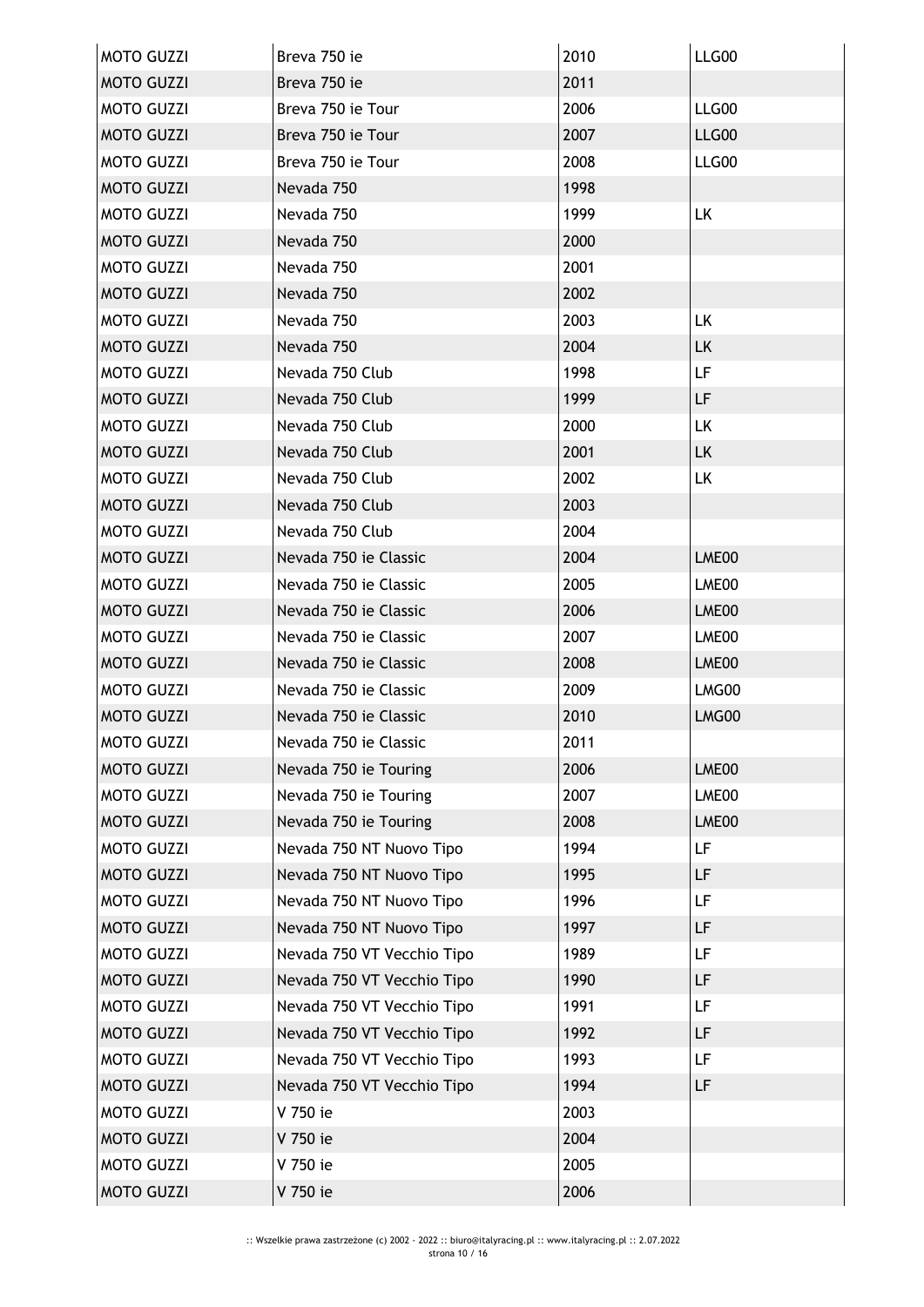| MOTO GUZZI | Breva 750 ie | 2010 | LLG00 |
|---|---|---|---|
| MOTO GUZZI | Breva 750 ie | 2011 | |
| MOTO GUZZI | Breva 750 ie Tour | 2006 | LLG00 |
| MOTO GUZZI | Breva 750 ie Tour | 2007 | LLG00 |
| MOTO GUZZI | Breva 750 ie Tour | 2008 | LLG00 |
| MOTO GUZZI | Nevada 750 | 1998 | |
| MOTO GUZZI | Nevada 750 | 1999 | LK |
| MOTO GUZZI | Nevada 750 | 2000 | |
| MOTO GUZZI | Nevada 750 | 2001 | |
| MOTO GUZZI | Nevada 750 | 2002 | |
| MOTO GUZZI | Nevada 750 | 2003 | LK |
| MOTO GUZZI | Nevada 750 | 2004 | LK |
| MOTO GUZZI | Nevada 750 Club | 1998 | LF |
| MOTO GUZZI | Nevada 750 Club | 1999 | LF |
| MOTO GUZZI | Nevada 750 Club | 2000 | LK |
| MOTO GUZZI | Nevada 750 Club | 2001 | LK |
| MOTO GUZZI | Nevada 750 Club | 2002 | LK |
| MOTO GUZZI | Nevada 750 Club | 2003 | |
| MOTO GUZZI | Nevada 750 Club | 2004 | |
| MOTO GUZZI | Nevada 750 ie Classic | 2004 | LME00 |
| MOTO GUZZI | Nevada 750 ie Classic | 2005 | LME00 |
| MOTO GUZZI | Nevada 750 ie Classic | 2006 | LME00 |
| MOTO GUZZI | Nevada 750 ie Classic | 2007 | LME00 |
| MOTO GUZZI | Nevada 750 ie Classic | 2008 | LME00 |
| MOTO GUZZI | Nevada 750 ie Classic | 2009 | LMG00 |
| MOTO GUZZI | Nevada 750 ie Classic | 2010 | LMG00 |
| MOTO GUZZI | Nevada 750 ie Classic | 2011 | |
| MOTO GUZZI | Nevada 750 ie Touring | 2006 | LME00 |
| MOTO GUZZI | Nevada 750 ie Touring | 2007 | LME00 |
| MOTO GUZZI | Nevada 750 ie Touring | 2008 | LME00 |
| MOTO GUZZI | Nevada 750 NT Nuovo Tipo | 1994 | LF |
| MOTO GUZZI | Nevada 750 NT Nuovo Tipo | 1995 | LF |
| MOTO GUZZI | Nevada 750 NT Nuovo Tipo | 1996 | LF |
| MOTO GUZZI | Nevada 750 NT Nuovo Tipo | 1997 | LF |
| MOTO GUZZI | Nevada 750 VT Vecchio Tipo | 1989 | LF |
| MOTO GUZZI | Nevada 750 VT Vecchio Tipo | 1990 | LF |
| MOTO GUZZI | Nevada 750 VT Vecchio Tipo | 1991 | LF |
| MOTO GUZZI | Nevada 750 VT Vecchio Tipo | 1992 | LF |
| MOTO GUZZI | Nevada 750 VT Vecchio Tipo | 1993 | LF |
| MOTO GUZZI | Nevada 750 VT Vecchio Tipo | 1994 | LF |
| MOTO GUZZI | V 750 ie | 2003 | |
| MOTO GUZZI | V 750 ie | 2004 | |
| MOTO GUZZI | V 750 ie | 2005 | |
| MOTO GUZZI | V 750 ie | 2006 | |

:: Wszelkie prawa zastrzeżone (c) 2002 - 2022 :: biuro@italyracing.pl :: www.italyracing.pl :: 2.07.2022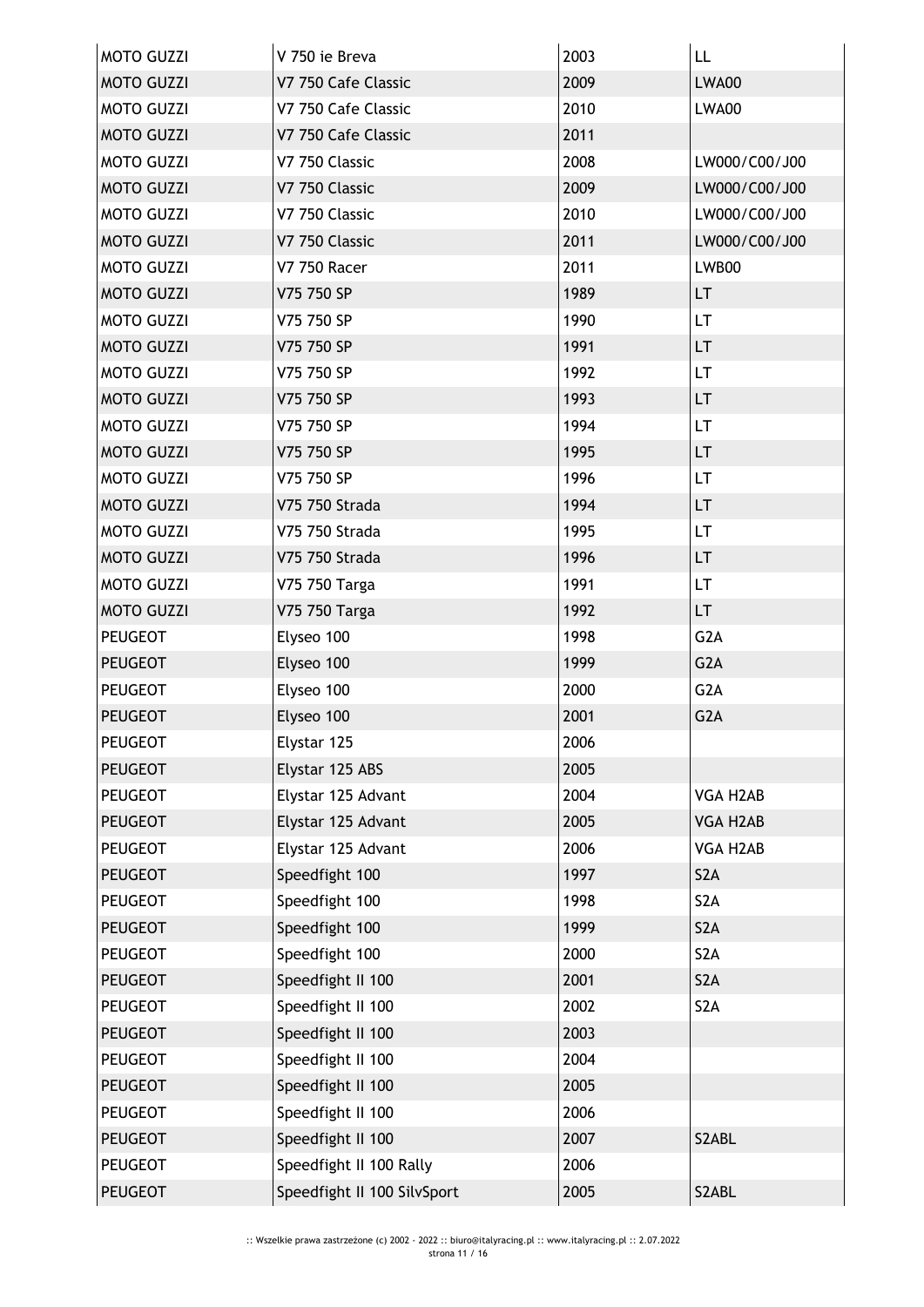| MOTO GUZZI | V 750 ie Breva | 2003 | LL |
|---|---|---|---|
| MOTO GUZZI | V7 750 Cafe Classic | 2009 | LWA00 |
| MOTO GUZZI | V7 750 Cafe Classic | 2010 | LWA00 |
| MOTO GUZZI | V7 750 Cafe Classic | 2011 | |
| MOTO GUZZI | V7 750 Classic | 2008 | LW000/C00/J00 |
| MOTO GUZZI | V7 750 Classic | 2009 | LW000/C00/J00 |
| MOTO GUZZI | V7 750 Classic | 2010 | LW000/C00/J00 |
| MOTO GUZZI | V7 750 Classic | 2011 | LW000/C00/J00 |
| MOTO GUZZI | V7 750 Racer | 2011 | LWB00 |
| MOTO GUZZI | V75 750 SP | 1989 | LT |
| MOTO GUZZI | V75 750 SP | 1990 | LT |
| MOTO GUZZI | V75 750 SP | 1991 | LT |
| MOTO GUZZI | V75 750 SP | 1992 | LT |
| MOTO GUZZI | V75 750 SP | 1993 | LT |
| MOTO GUZZI | V75 750 SP | 1994 | LT |
| MOTO GUZZI | V75 750 SP | 1995 | LT |
| MOTO GUZZI | V75 750 SP | 1996 | LT |
| MOTO GUZZI | V75 750 Strada | 1994 | LT |
| MOTO GUZZI | V75 750 Strada | 1995 | LT |
| MOTO GUZZI | V75 750 Strada | 1996 | LT |
| MOTO GUZZI | V75 750 Targa | 1991 | LT |
| MOTO GUZZI | V75 750 Targa | 1992 | LT |
| PEUGEOT | Elyseo 100 | 1998 | G2A |
| PEUGEOT | Elyseo 100 | 1999 | G2A |
| PEUGEOT | Elyseo 100 | 2000 | G2A |
| PEUGEOT | Elyseo 100 | 2001 | G2A |
| PEUGEOT | Elystar 125 | 2006 | |
| PEUGEOT | Elystar 125 ABS | 2005 | |
| PEUGEOT | Elystar 125 Advant | 2004 | VGA H2AB |
| PEUGEOT | Elystar 125 Advant | 2005 | VGA H2AB |
| PEUGEOT | Elystar 125 Advant | 2006 | VGA H2AB |
| PEUGEOT | Speedfight 100 | 1997 | S2A |
| PEUGEOT | Speedfight 100 | 1998 | S2A |
| PEUGEOT | Speedfight 100 | 1999 | S2A |
| PEUGEOT | Speedfight 100 | 2000 | S2A |
| PEUGEOT | Speedfight II 100 | 2001 | S2A |
| PEUGEOT | Speedfight II 100 | 2002 | S2A |
| PEUGEOT | Speedfight II 100 | 2003 | |
| PEUGEOT | Speedfight II 100 | 2004 | |
| PEUGEOT | Speedfight II 100 | 2005 | |
| PEUGEOT | Speedfight II 100 | 2006 | |
| PEUGEOT | Speedfight II 100 | 2007 | S2ABL |
| PEUGEOT | Speedfight II 100 Rally | 2006 | |
| PEUGEOT | Speedfight II 100 SilvSport | 2005 | S2ABL |

:: Wszelkie prawa zastrzeżone (c) 2002 - 2022 :: biuro@italyracing.pl :: www.italyracing.pl :: 2.07.2022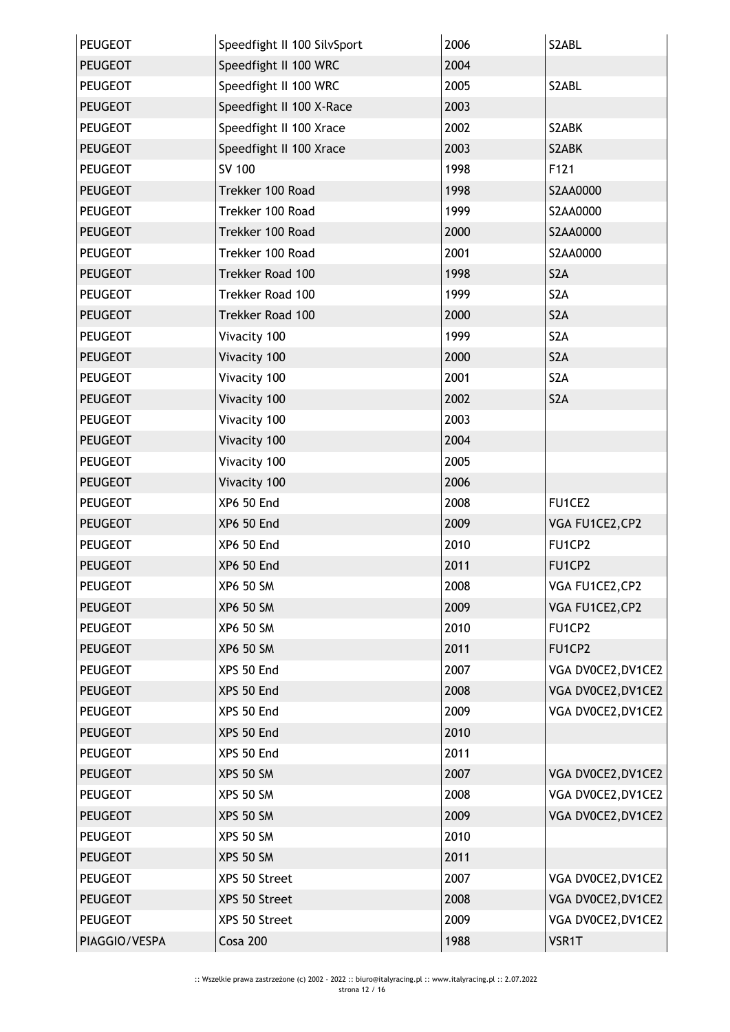| PEUGEOT | Speedfight II 100 SilvSport | 2006 | S2ABL |
|---|---|---|---|
| PEUGEOT | Speedfight II 100 WRC | 2004 | |
| PEUGEOT | Speedfight II 100 WRC | 2005 | S2ABL |
| PEUGEOT | Speedfight II 100 X-Race | 2003 | |
| PEUGEOT | Speedfight II 100 Xrace | 2002 | S2ABK |
| PEUGEOT | Speedfight II 100 Xrace | 2003 | S2ABK |
| PEUGEOT | SV 100 | 1998 | F121 |
| PEUGEOT | Trekker 100 Road | 1998 | S2AA0000 |
| PEUGEOT | Trekker 100 Road | 1999 | S2AA0000 |
| PEUGEOT | Trekker 100 Road | 2000 | S2AA0000 |
| PEUGEOT | Trekker 100 Road | 2001 | S2AA0000 |
| PEUGEOT | Trekker Road 100 | 1998 | S2A |
| PEUGEOT | Trekker Road 100 | 1999 | S2A |
| PEUGEOT | Trekker Road 100 | 2000 | S2A |
| PEUGEOT | Vivacity 100 | 1999 | S2A |
| PEUGEOT | Vivacity 100 | 2000 | S2A |
| PEUGEOT | Vivacity 100 | 2001 | S2A |
| PEUGEOT | Vivacity 100 | 2002 | S2A |
| PEUGEOT | Vivacity 100 | 2003 | |
| PEUGEOT | Vivacity 100 | 2004 | |
| PEUGEOT | Vivacity 100 | 2005 | |
| PEUGEOT | Vivacity 100 | 2006 | |
| PEUGEOT | XP6 50 End | 2008 | FU1CE2 |
| PEUGEOT | XP6 50 End | 2009 | VGA FU1CE2,CP2 |
| PEUGEOT | XP6 50 End | 2010 | FU1CP2 |
| PEUGEOT | XP6 50 End | 2011 | FU1CP2 |
| PEUGEOT | XP6 50 SM | 2008 | VGA FU1CE2,CP2 |
| PEUGEOT | XP6 50 SM | 2009 | VGA FU1CE2,CP2 |
| PEUGEOT | XP6 50 SM | 2010 | FU1CP2 |
| PEUGEOT | XP6 50 SM | 2011 | FU1CP2 |
| PEUGEOT | XPS 50 End | 2007 | VGA DV0CE2,DV1CE2 |
| PEUGEOT | XPS 50 End | 2008 | VGA DV0CE2,DV1CE2 |
| PEUGEOT | XPS 50 End | 2009 | VGA DV0CE2,DV1CE2 |
| PEUGEOT | XPS 50 End | 2010 | |
| PEUGEOT | XPS 50 End | 2011 | |
| PEUGEOT | XPS 50 SM | 2007 | VGA DV0CE2,DV1CE2 |
| PEUGEOT | XPS 50 SM | 2008 | VGA DV0CE2,DV1CE2 |
| PEUGEOT | XPS 50 SM | 2009 | VGA DV0CE2,DV1CE2 |
| PEUGEOT | XPS 50 SM | 2010 | |
| PEUGEOT | XPS 50 SM | 2011 | |
| PEUGEOT | XPS 50 Street | 2007 | VGA DV0CE2,DV1CE2 |
| PEUGEOT | XPS 50 Street | 2008 | VGA DV0CE2,DV1CE2 |
| PEUGEOT | XPS 50 Street | 2009 | VGA DV0CE2,DV1CE2 |
| PIAGGIO/VESPA | Cosa 200 | 1988 | VSR1T |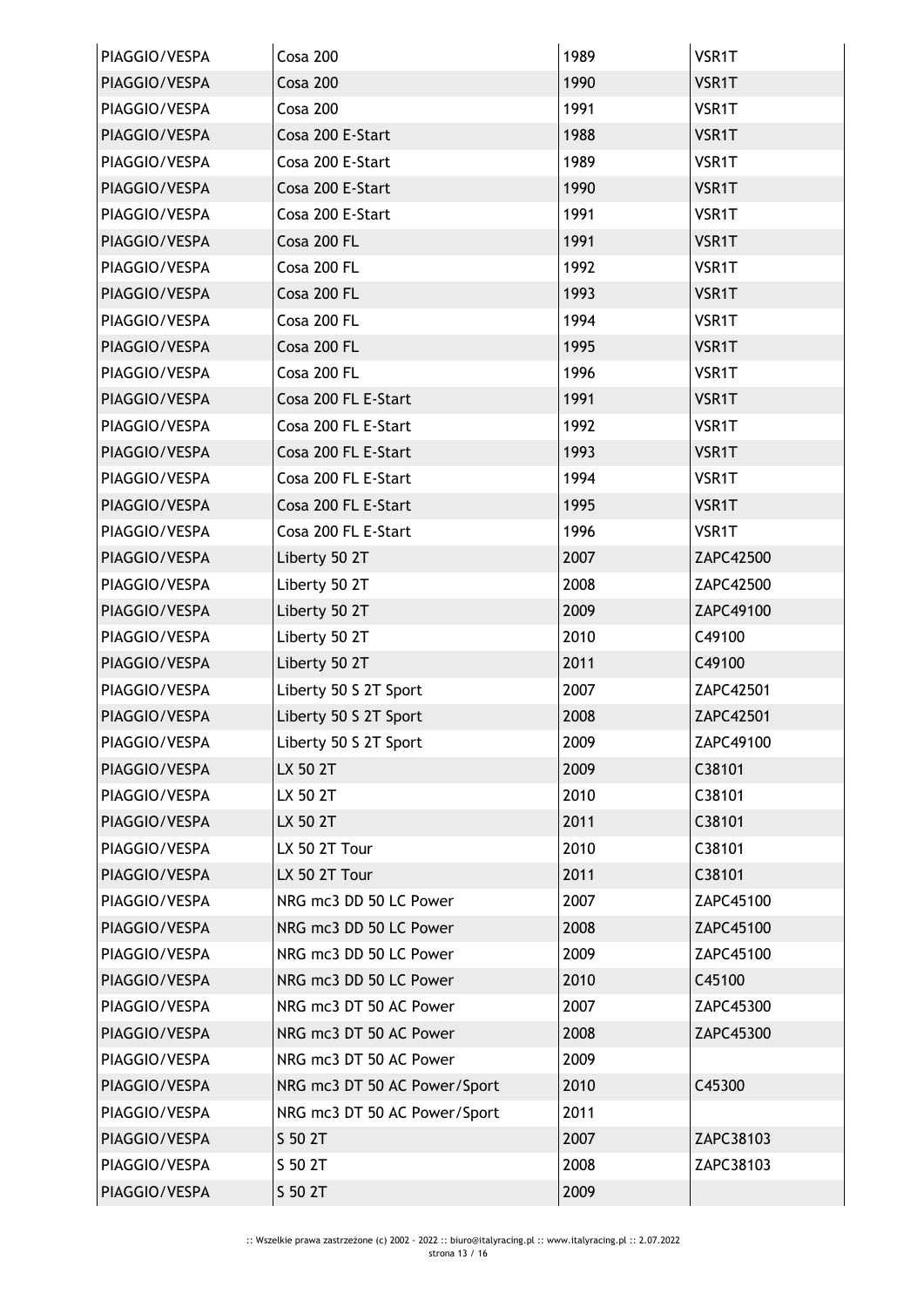| PIAGGIO/VESPA | Cosa 200 | 1989 | VSR1T |
|---|---|---|---|
| PIAGGIO/VESPA | Cosa 200 | 1990 | VSR1T |
| PIAGGIO/VESPA | Cosa 200 | 1991 | VSR1T |
| PIAGGIO/VESPA | Cosa 200 E-Start | 1988 | VSR1T |
| PIAGGIO/VESPA | Cosa 200 E-Start | 1989 | VSR1T |
| PIAGGIO/VESPA | Cosa 200 E-Start | 1990 | VSR1T |
| PIAGGIO/VESPA | Cosa 200 E-Start | 1991 | VSR1T |
| PIAGGIO/VESPA | Cosa 200 FL | 1991 | VSR1T |
| PIAGGIO/VESPA | Cosa 200 FL | 1992 | VSR1T |
| PIAGGIO/VESPA | Cosa 200 FL | 1993 | VSR1T |
| PIAGGIO/VESPA | Cosa 200 FL | 1994 | VSR1T |
| PIAGGIO/VESPA | Cosa 200 FL | 1995 | VSR1T |
| PIAGGIO/VESPA | Cosa 200 FL | 1996 | VSR1T |
| PIAGGIO/VESPA | Cosa 200 FL E-Start | 1991 | VSR1T |
| PIAGGIO/VESPA | Cosa 200 FL E-Start | 1992 | VSR1T |
| PIAGGIO/VESPA | Cosa 200 FL E-Start | 1993 | VSR1T |
| PIAGGIO/VESPA | Cosa 200 FL E-Start | 1994 | VSR1T |
| PIAGGIO/VESPA | Cosa 200 FL E-Start | 1995 | VSR1T |
| PIAGGIO/VESPA | Cosa 200 FL E-Start | 1996 | VSR1T |
| PIAGGIO/VESPA | Liberty 50 2T | 2007 | ZAPC42500 |
| PIAGGIO/VESPA | Liberty 50 2T | 2008 | ZAPC42500 |
| PIAGGIO/VESPA | Liberty 50 2T | 2009 | ZAPC49100 |
| PIAGGIO/VESPA | Liberty 50 2T | 2010 | C49100 |
| PIAGGIO/VESPA | Liberty 50 2T | 2011 | C49100 |
| PIAGGIO/VESPA | Liberty 50 S 2T Sport | 2007 | ZAPC42501 |
| PIAGGIO/VESPA | Liberty 50 S 2T Sport | 2008 | ZAPC42501 |
| PIAGGIO/VESPA | Liberty 50 S 2T Sport | 2009 | ZAPC49100 |
| PIAGGIO/VESPA | LX 50 2T | 2009 | C38101 |
| PIAGGIO/VESPA | LX 50 2T | 2010 | C38101 |
| PIAGGIO/VESPA | LX 50 2T | 2011 | C38101 |
| PIAGGIO/VESPA | LX 50 2T Tour | 2010 | C38101 |
| PIAGGIO/VESPA | LX 50 2T Tour | 2011 | C38101 |
| PIAGGIO/VESPA | NRG mc3 DD 50 LC Power | 2007 | ZAPC45100 |
| PIAGGIO/VESPA | NRG mc3 DD 50 LC Power | 2008 | ZAPC45100 |
| PIAGGIO/VESPA | NRG mc3 DD 50 LC Power | 2009 | ZAPC45100 |
| PIAGGIO/VESPA | NRG mc3 DD 50 LC Power | 2010 | C45100 |
| PIAGGIO/VESPA | NRG mc3 DT 50 AC Power | 2007 | ZAPC45300 |
| PIAGGIO/VESPA | NRG mc3 DT 50 AC Power | 2008 | ZAPC45300 |
| PIAGGIO/VESPA | NRG mc3 DT 50 AC Power | 2009 | |
| PIAGGIO/VESPA | NRG mc3 DT 50 AC Power/Sport | 2010 | C45300 |
| PIAGGIO/VESPA | NRG mc3 DT 50 AC Power/Sport | 2011 | |
| PIAGGIO/VESPA | S 50 2T | 2007 | ZAPC38103 |
| PIAGGIO/VESPA | S 50 2T | 2008 | ZAPC38103 |
| PIAGGIO/VESPA | S 50 2T | 2009 | |

:: Wszelkie prawa zastrzeżone (c) 2002 - 2022 :: biuro@italyracing.pl :: www.italyracing.pl :: 2.07.2022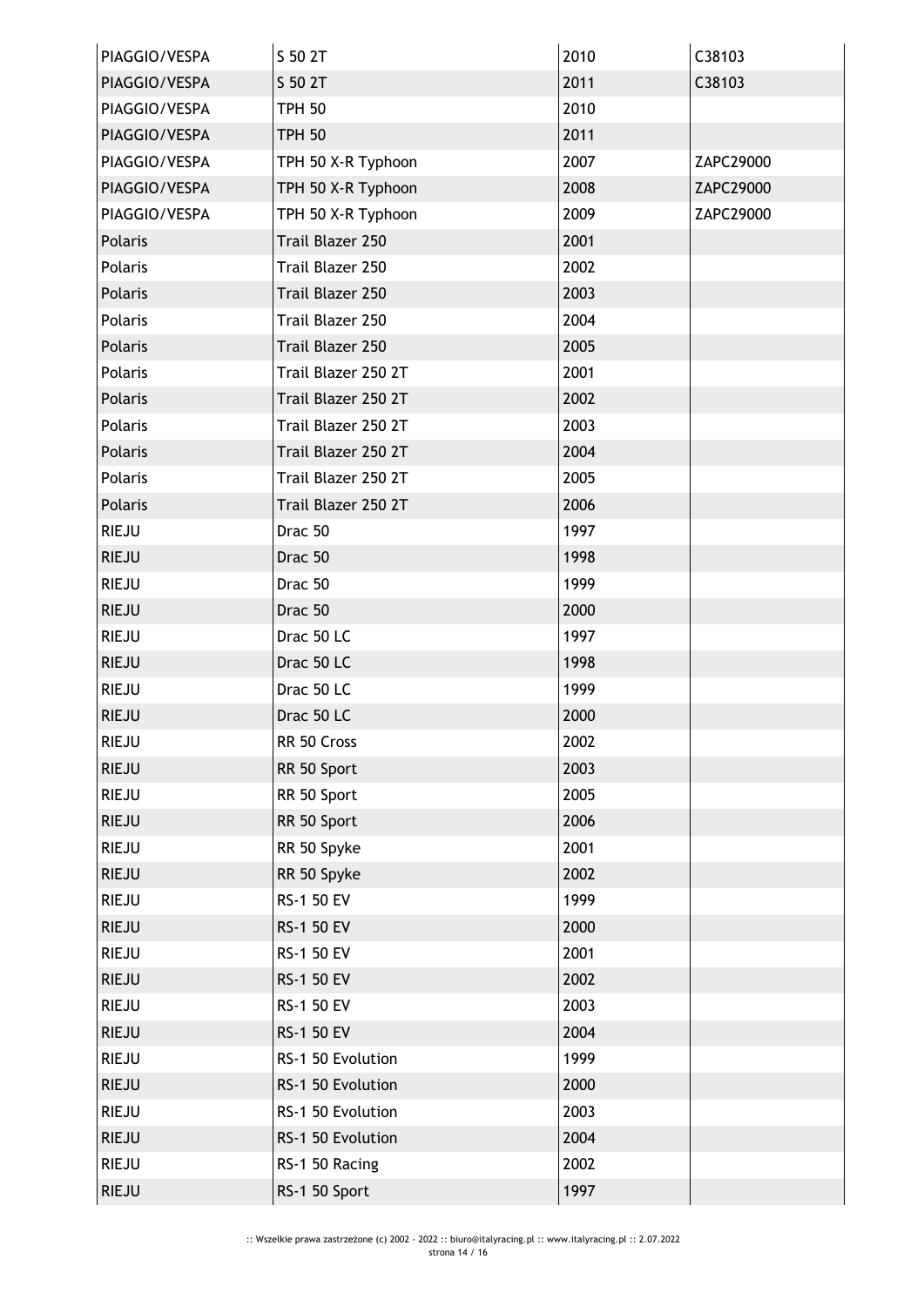| | | | |
|---|---|---|---|
| PIAGGIO/VESPA | S 50 2T | 2010 | C38103 |
| PIAGGIO/VESPA | S 50 2T | 2011 | C38103 |
| PIAGGIO/VESPA | TPH 50 | 2010 | |
| PIAGGIO/VESPA | TPH 50 | 2011 | |
| PIAGGIO/VESPA | TPH 50 X-R Typhoon | 2007 | ZAPC29000 |
| PIAGGIO/VESPA | TPH 50 X-R Typhoon | 2008 | ZAPC29000 |
| PIAGGIO/VESPA | TPH 50 X-R Typhoon | 2009 | ZAPC29000 |
| Polaris | Trail Blazer 250 | 2001 | |
| Polaris | Trail Blazer 250 | 2002 | |
| Polaris | Trail Blazer 250 | 2003 | |
| Polaris | Trail Blazer 250 | 2004 | |
| Polaris | Trail Blazer 250 | 2005 | |
| Polaris | Trail Blazer 250 2T | 2001 | |
| Polaris | Trail Blazer 250 2T | 2002 | |
| Polaris | Trail Blazer 250 2T | 2003 | |
| Polaris | Trail Blazer 250 2T | 2004 | |
| Polaris | Trail Blazer 250 2T | 2005 | |
| Polaris | Trail Blazer 250 2T | 2006 | |
| RIEJU | Drac 50 | 1997 | |
| RIEJU | Drac 50 | 1998 | |
| RIEJU | Drac 50 | 1999 | |
| RIEJU | Drac 50 | 2000 | |
| RIEJU | Drac 50 LC | 1997 | |
| RIEJU | Drac 50 LC | 1998 | |
| RIEJU | Drac 50 LC | 1999 | |
| RIEJU | Drac 50 LC | 2000 | |
| RIEJU | RR 50 Cross | 2002 | |
| RIEJU | RR 50 Sport | 2003 | |
| RIEJU | RR 50 Sport | 2005 | |
| RIEJU | RR 50 Sport | 2006 | |
| RIEJU | RR 50 Spyke | 2001 | |
| RIEJU | RR 50 Spyke | 2002 | |
| RIEJU | RS-1 50 EV | 1999 | |
| RIEJU | RS-1 50 EV | 2000 | |
| RIEJU | RS-1 50 EV | 2001 | |
| RIEJU | RS-1 50 EV | 2002 | |
| RIEJU | RS-1 50 EV | 2003 | |
| RIEJU | RS-1 50 EV | 2004 | |
| RIEJU | RS-1 50 Evolution | 1999 | |
| RIEJU | RS-1 50 Evolution | 2000 | |
| RIEJU | RS-1 50 Evolution | 2003 | |
| RIEJU | RS-1 50 Evolution | 2004 | |
| RIEJU | RS-1 50 Racing | 2002 | |
| RIEJU | RS-1 50 Sport | 1997 | |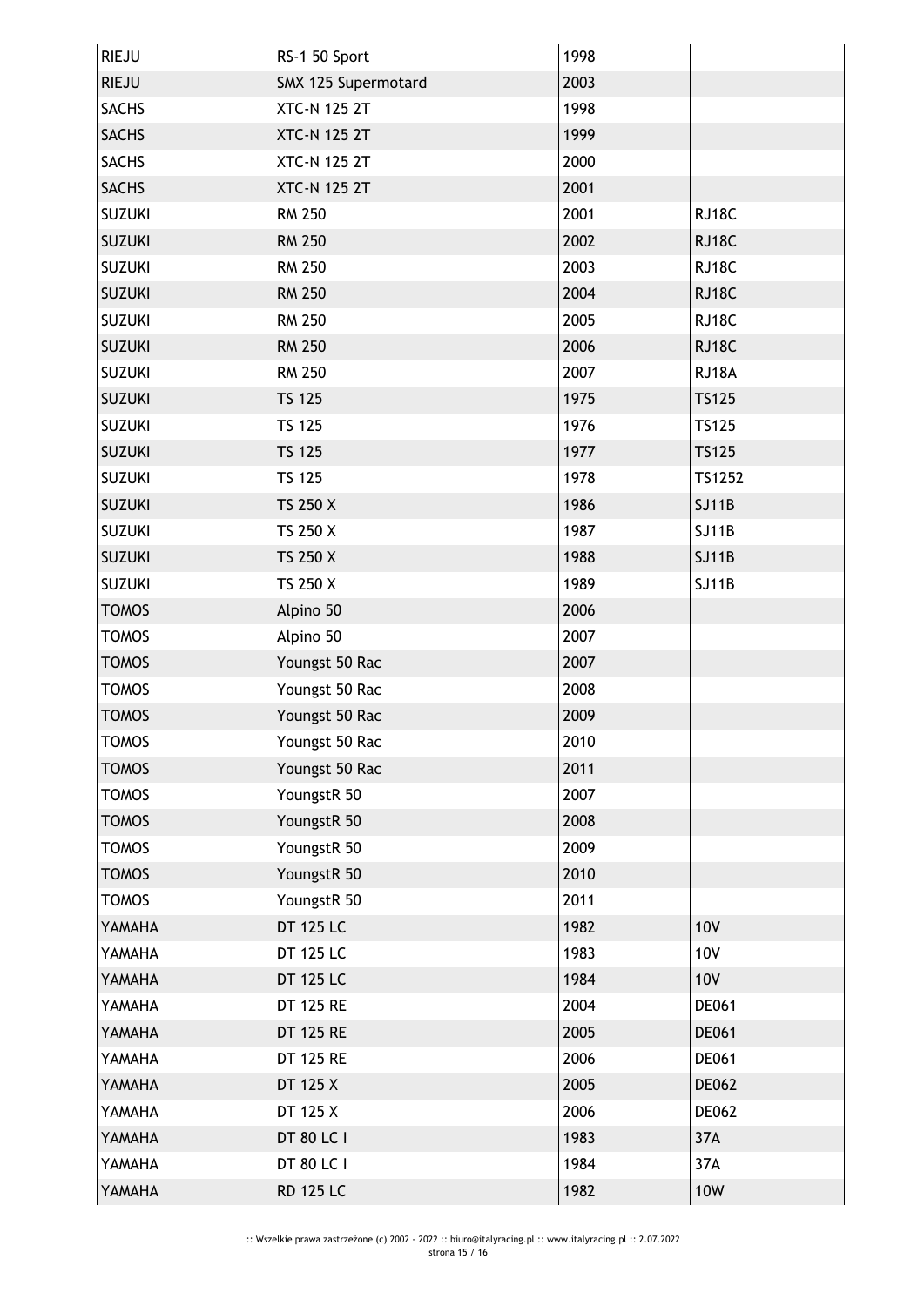| | | | |
|---|---|---|---|
| RIEJU | RS-1 50 Sport | 1998 | |
| RIEJU | SMX 125 Supermotard | 2003 | |
| SACHS | XTC-N 125 2T | 1998 | |
| SACHS | XTC-N 125 2T | 1999 | |
| SACHS | XTC-N 125 2T | 2000 | |
| SACHS | XTC-N 125 2T | 2001 | |
| SUZUKI | RM 250 | 2001 | RJ18C |
| SUZUKI | RM 250 | 2002 | RJ18C |
| SUZUKI | RM 250 | 2003 | RJ18C |
| SUZUKI | RM 250 | 2004 | RJ18C |
| SUZUKI | RM 250 | 2005 | RJ18C |
| SUZUKI | RM 250 | 2006 | RJ18C |
| SUZUKI | RM 250 | 2007 | RJ18A |
| SUZUKI | TS 125 | 1975 | TS125 |
| SUZUKI | TS 125 | 1976 | TS125 |
| SUZUKI | TS 125 | 1977 | TS125 |
| SUZUKI | TS 125 | 1978 | TS1252 |
| SUZUKI | TS 250 X | 1986 | SJ11B |
| SUZUKI | TS 250 X | 1987 | SJ11B |
| SUZUKI | TS 250 X | 1988 | SJ11B |
| SUZUKI | TS 250 X | 1989 | SJ11B |
| TOMOS | Alpino 50 | 2006 | |
| TOMOS | Alpino 50 | 2007 | |
| TOMOS | Youngst 50 Rac | 2007 | |
| TOMOS | Youngst 50 Rac | 2008 | |
| TOMOS | Youngst 50 Rac | 2009 | |
| TOMOS | Youngst 50 Rac | 2010 | |
| TOMOS | Youngst 50 Rac | 2011 | |
| TOMOS | YoungstR 50 | 2007 | |
| TOMOS | YoungstR 50 | 2008 | |
| TOMOS | YoungstR 50 | 2009 | |
| TOMOS | YoungstR 50 | 2010 | |
| TOMOS | YoungstR 50 | 2011 | |
| YAMAHA | DT 125 LC | 1982 | 10V |
| YAMAHA | DT 125 LC | 1983 | 10V |
| YAMAHA | DT 125 LC | 1984 | 10V |
| YAMAHA | DT 125 RE | 2004 | DE061 |
| YAMAHA | DT 125 RE | 2005 | DE061 |
| YAMAHA | DT 125 RE | 2006 | DE061 |
| YAMAHA | DT 125 X | 2005 | DE062 |
| YAMAHA | DT 125 X | 2006 | DE062 |
| YAMAHA | DT 80 LC I | 1983 | 37A |
| YAMAHA | DT 80 LC I | 1984 | 37A |
| YAMAHA | RD 125 LC | 1982 | 10W |

:: Wszelkie prawa zastrzeżone (c) 2002 - 2022 :: biuro@italyracing.pl :: www.italyracing.pl :: 2.07.2022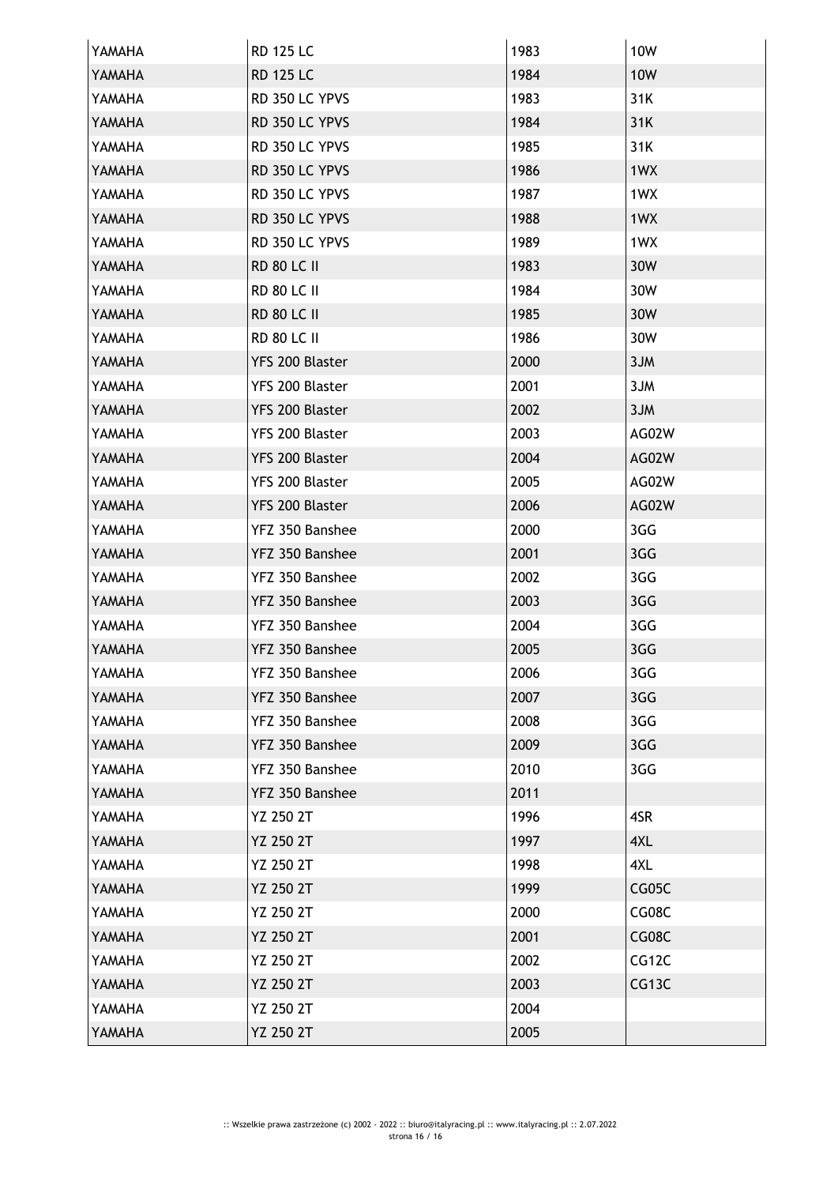| | | | |
|---|---|---|---|
| YAMAHA | RD 125 LC | 1983 | 10W |
| YAMAHA | RD 125 LC | 1984 | 10W |
| YAMAHA | RD 350 LC YPVS | 1983 | 31K |
| YAMAHA | RD 350 LC YPVS | 1984 | 31K |
| YAMAHA | RD 350 LC YPVS | 1985 | 31K |
| YAMAHA | RD 350 LC YPVS | 1986 | 1WX |
| YAMAHA | RD 350 LC YPVS | 1987 | 1WX |
| YAMAHA | RD 350 LC YPVS | 1988 | 1WX |
| YAMAHA | RD 350 LC YPVS | 1989 | 1WX |
| YAMAHA | RD 80 LC II | 1983 | 30W |
| YAMAHA | RD 80 LC II | 1984 | 30W |
| YAMAHA | RD 80 LC II | 1985 | 30W |
| YAMAHA | RD 80 LC II | 1986 | 30W |
| YAMAHA | YFS 200 Blaster | 2000 | 3JM |
| YAMAHA | YFS 200 Blaster | 2001 | 3JM |
| YAMAHA | YFS 200 Blaster | 2002 | 3JM |
| YAMAHA | YFS 200 Blaster | 2003 | AG02W |
| YAMAHA | YFS 200 Blaster | 2004 | AG02W |
| YAMAHA | YFS 200 Blaster | 2005 | AG02W |
| YAMAHA | YFS 200 Blaster | 2006 | AG02W |
| YAMAHA | YFZ 350 Banshee | 2000 | 3GG |
| YAMAHA | YFZ 350 Banshee | 2001 | 3GG |
| YAMAHA | YFZ 350 Banshee | 2002 | 3GG |
| YAMAHA | YFZ 350 Banshee | 2003 | 3GG |
| YAMAHA | YFZ 350 Banshee | 2004 | 3GG |
| YAMAHA | YFZ 350 Banshee | 2005 | 3GG |
| YAMAHA | YFZ 350 Banshee | 2006 | 3GG |
| YAMAHA | YFZ 350 Banshee | 2007 | 3GG |
| YAMAHA | YFZ 350 Banshee | 2008 | 3GG |
| YAMAHA | YFZ 350 Banshee | 2009 | 3GG |
| YAMAHA | YFZ 350 Banshee | 2010 | 3GG |
| YAMAHA | YFZ 350 Banshee | 2011 | |
| YAMAHA | YZ 250 2T | 1996 | 4SR |
| YAMAHA | YZ 250 2T | 1997 | 4XL |
| YAMAHA | YZ 250 2T | 1998 | 4XL |
| YAMAHA | YZ 250 2T | 1999 | CG05C |
| YAMAHA | YZ 250 2T | 2000 | CG08C |
| YAMAHA | YZ 250 2T | 2001 | CG08C |
| YAMAHA | YZ 250 2T | 2002 | CG12C |
| YAMAHA | YZ 250 2T | 2003 | CG13C |
| YAMAHA | YZ 250 2T | 2004 | |
| YAMAHA | YZ 250 2T | 2005 | |